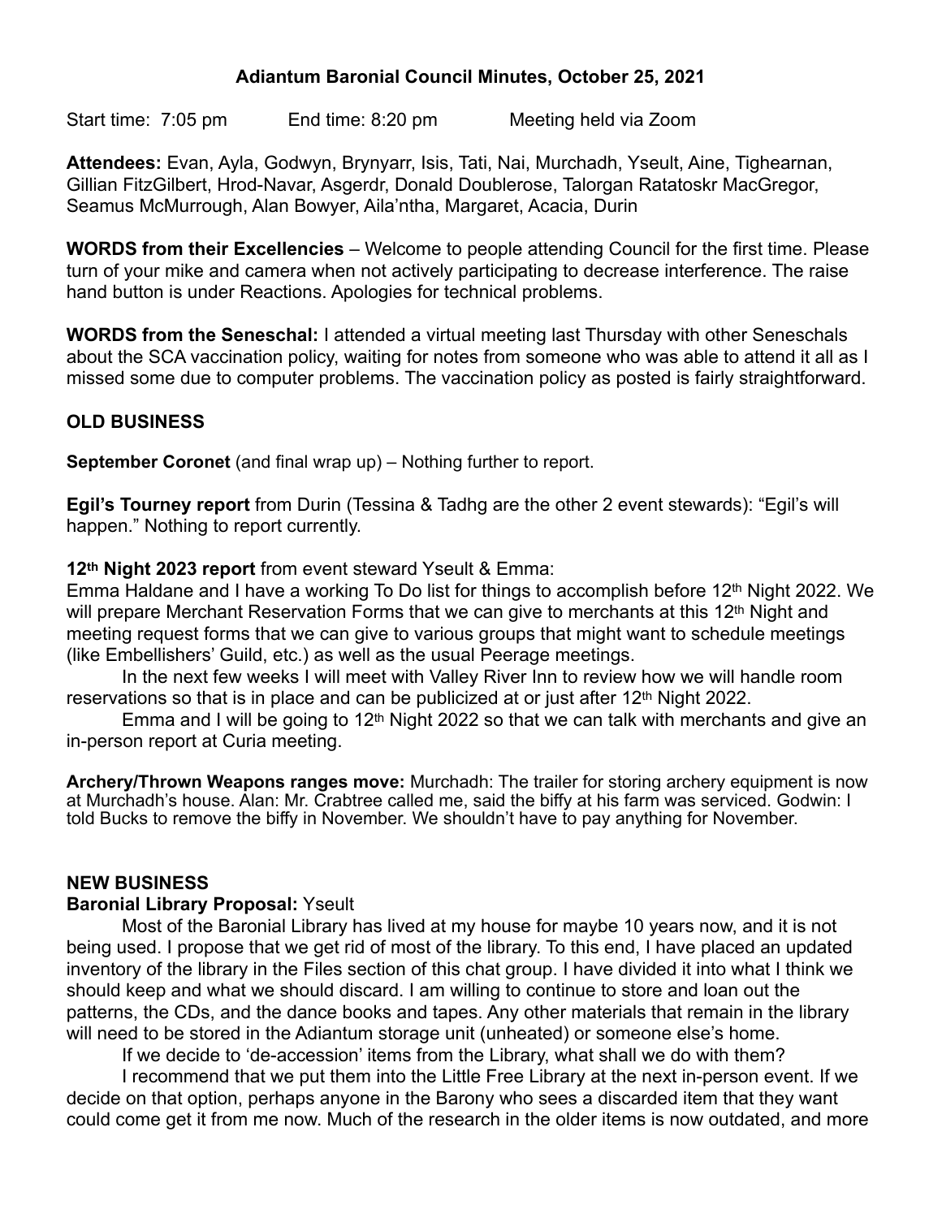## Adiantum Baronial Council Minutes, October 25, 2021

Start time: 7:05 pm End time: 8:20 pm Meeting held via Zoom

**Attendees:** Evan, Ayla, Godwyn, Brynyarr, Isis, Tati, Nai, Murchadh, Yseult, Aine, Tighearnan, Gillian FitzGilbert, Hrod-Navar, Asgerdr, Donald Doublerose, Talorgan Ratatoskr MacGregor, Seamus McMurrough, Alan Bowyer, Aila'ntha, Margaret, Acacia, Durin

**WORDS from their Excellencies** – Welcome to people attending Council for the first time. Please turn of your mike and camera when not actively participating to decrease interference. The raise hand button is under Reactions. Apologies for technical problems.

**WORDS from the Seneschal:** I attended a virtual meeting last Thursday with other Seneschals about the SCA vaccination policy, waiting for notes from someone who was able to attend it all as I missed some due to computer problems. The vaccination policy as posted is fairly straightforward.

### OLD BUSINESS

**September Coronet** (and final wrap up) – Nothing further to report.

**Egil's Tourney report** from Durin (Tessina & Tadhg are the other 2 event stewards): "Egil's will happen." Nothing to report currently.

**12th Night 2023 report** from event steward Yseult & Emma:

Emma Haldane and I have a working To Do list for things to accomplish before 12th Night 2022. We will prepare Merchant Reservation Forms that we can give to merchants at this 12th Night and meeting request forms that we can give to various groups that might want to schedule meetings (like Embellishers' Guild, etc.) as well as the usual Peerage meetings.

In the next few weeks I will meet with Valley River Inn to review how we will handle room reservations so that is in place and can be publicized at or just after 12th Night 2022.

Emma and I will be going to 12th Night 2022 so that we can talk with merchants and give an in-person report at Curia meeting.

**Archery/Thrown Weapons ranges move:** Murchadh: The trailer for storing archery equipment is now at Murchadh's house. Alan: Mr. Crabtree called me, said the biffy at his farm was serviced. Godwin: I told Bucks to remove the biffy in November. We shouldn't have to pay anything for November.

### NEW BUSINESS

**Baronial Library Proposal:** Yseult

Most of the Baronial Library has lived at my house for maybe 10 years now, and it is not being used. I propose that we get rid of most of the library. To this end, I have placed an updated inventory of the library in the Files section of this chat group. I have divided it into what I think we should keep and what we should discard. I am willing to continue to store and loan out the patterns, the CDs, and the dance books and tapes. Any other materials that remain in the library will need to be stored in the Adiantum storage unit (unheated) or someone else's home.

If we decide to 'de-accession' items from the Library, what shall we do with them?

I recommend that we put them into the Little Free Library at the next in-person event. If we decide on that option, perhaps anyone in the Barony who sees a discarded item that they want could come get it from me now. Much of the research in the older items is now outdated, and more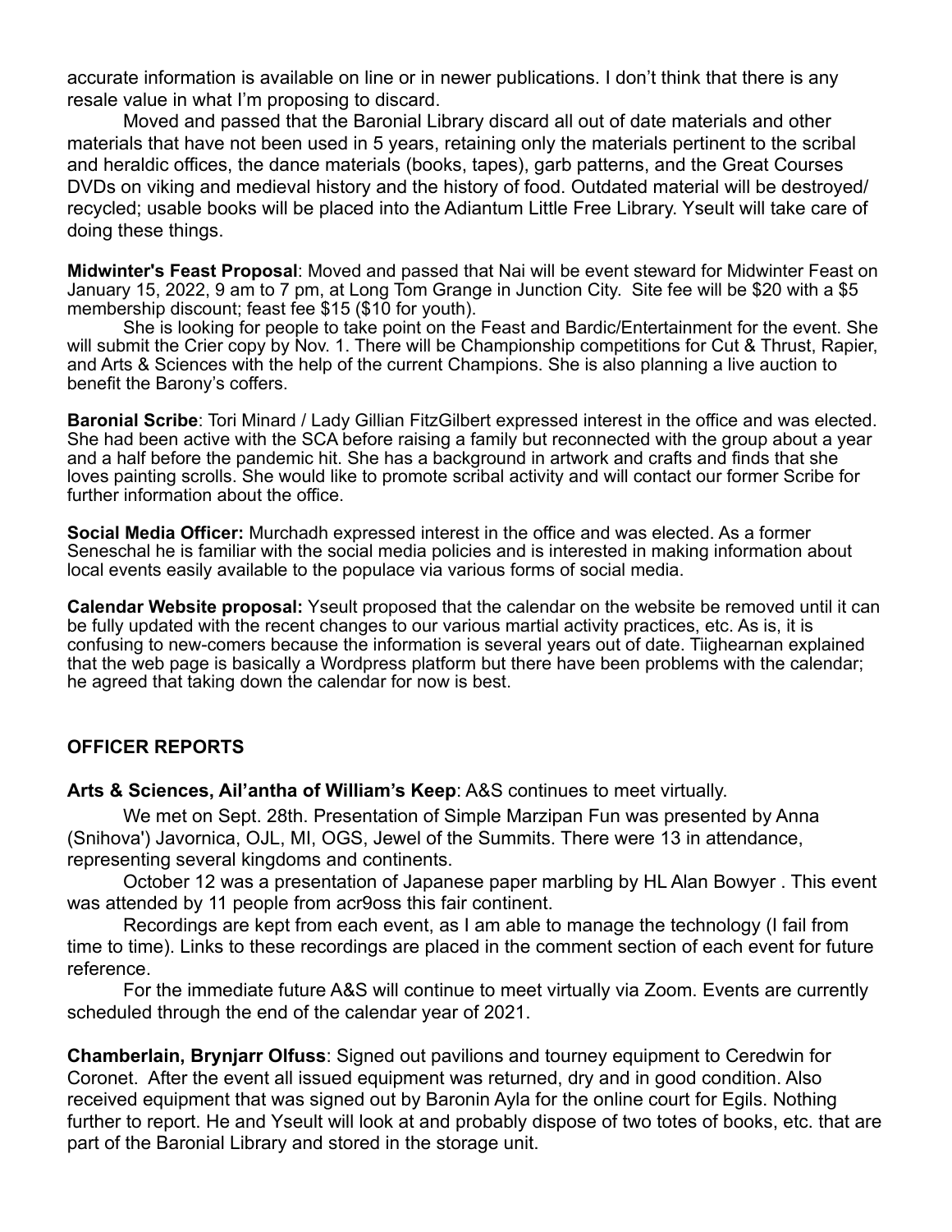accurate information is available on line or in newer publications. I don't think that there is any resale value in what I'm proposing to discard.

Moved and passed that the Baronial Library discard all out of date materials and other materials that have not been used in 5 years, retaining only the materials pertinent to the scribal and heraldic offices, the dance materials (books, tapes), garb patterns, and the Great Courses DVDs on viking and medieval history and the history of food. Outdated material will be destroyed/ recycled; usable books will be placed into the Adiantum Little Free Library. Yseult will take care of doing these things.

**Midwinter's Feast Proposal**: Moved and passed that Nai will be event steward for Midwinter Feast on January 15, 2022, 9 am to 7 pm, at Long Tom Grange in Junction City. Site fee will be $20 with a $5 membership discount; feast fee $15 ($10 for youth).

She is looking for people to take point on the Feast and Bardic/Entertainment for the event. She will submit the Crier copy by Nov. 1. There will be Championship competitions for Cut & Thrust, Rapier, and Arts & Sciences with the help of the current Champions. She is also planning a live auction to benefit the Barony's coffers.

**Baronial Scribe**: Tori Minard / Lady Gillian FitzGilbert expressed interest in the office and was elected. She had been active with the SCA before raising a family but reconnected with the group about a year and a half before the pandemic hit. She has a background in artwork and crafts and finds that she loves painting scrolls. She would like to promote scribal activity and will contact our former Scribe for further information about the office.

**Social Media Officer:** Murchadh expressed interest in the office and was elected. As a former Seneschal he is familiar with the social media policies and is interested in making information about local events easily available to the populace via various forms of social media.

**Calendar Website proposal:** Yseult proposed that the calendar on the website be removed until it can be fully updated with the recent changes to our various martial activity practices, etc. As is, it is confusing to new-comers because the information is several years out of date. Tiighearnan explained that the web page is basically a Wordpress platform but there have been problems with the calendar; he agreed that taking down the calendar for now is best.

## OFFICER REPORTS

**Arts & Sciences, Ail'antha of William's Keep**: A&S continues to meet virtually.

We met on Sept. 28th. Presentation of Simple Marzipan Fun was presented by Anna (Snihova') Javornica, OJL, MI, OGS, Jewel of the Summits. There were 13 in attendance, representing several kingdoms and continents.

October 12 was a presentation of Japanese paper marbling by HL Alan Bowyer . This event was attended by 11 people from acr9oss this fair continent.

Recordings are kept from each event, as I am able to manage the technology (I fail from time to time). Links to these recordings are placed in the comment section of each event for future reference.

For the immediate future A&S will continue to meet virtually via Zoom. Events are currently scheduled through the end of the calendar year of 2021.

**Chamberlain, Brynjarr Olfuss**: Signed out pavilions and tourney equipment to Ceredwin for Coronet. After the event all issued equipment was returned, dry and in good condition. Also received equipment that was signed out by Baronin Ayla for the online court for Egils. Nothing further to report. He and Yseult will look at and probably dispose of two totes of books, etc. that are part of the Baronial Library and stored in the storage unit.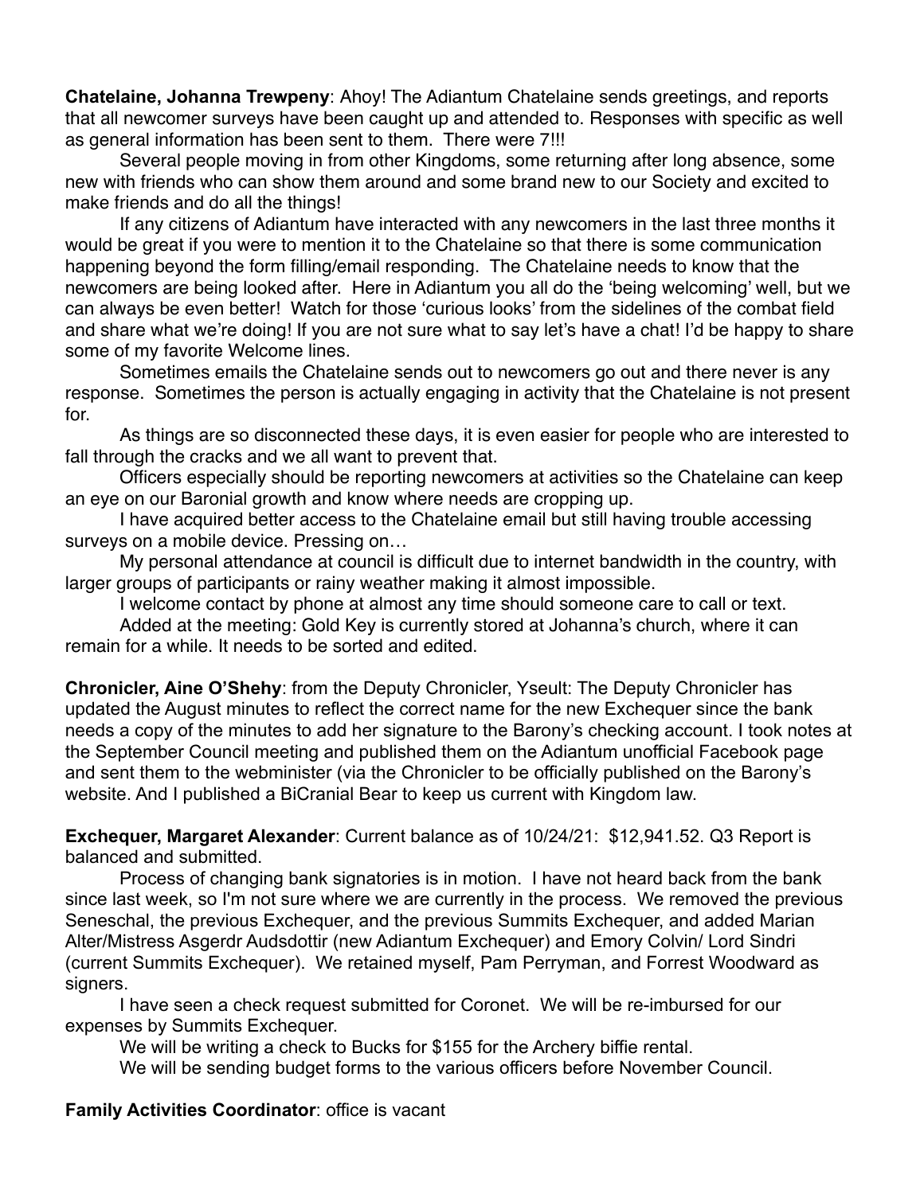**Chatelaine, Johanna Trewpeny**: Ahoy! The Adiantum Chatelaine sends greetings, and reports that all newcomer surveys have been caught up and attended to. Responses with specific as well as general information has been sent to them. There were 7!!!

Several people moving in from other Kingdoms, some returning after long absence, some new with friends who can show them around and some brand new to our Society and excited to make friends and do all the things!

If any citizens of Adiantum have interacted with any newcomers in the last three months it would be great if you were to mention it to the Chatelaine so that there is some communication happening beyond the form filling/email responding. The Chatelaine needs to know that the newcomers are being looked after. Here in Adiantum you all do the 'being welcoming' well, but we can always be even better! Watch for those 'curious looks' from the sidelines of the combat field and share what we're doing! If you are not sure what to say let's have a chat! I'd be happy to share some of my favorite Welcome lines.

Sometimes emails the Chatelaine sends out to newcomers go out and there never is any response. Sometimes the person is actually engaging in activity that the Chatelaine is not present for.

As things are so disconnected these days, it is even easier for people who are interested to fall through the cracks and we all want to prevent that.

Officers especially should be reporting newcomers at activities so the Chatelaine can keep an eye on our Baronial growth and know where needs are cropping up.

I have acquired better access to the Chatelaine email but still having trouble accessing surveys on a mobile device. Pressing on…

My personal attendance at council is difficult due to internet bandwidth in the country, with larger groups of participants or rainy weather making it almost impossible.

I welcome contact by phone at almost any time should someone care to call or text.

Added at the meeting: Gold Key is currently stored at Johanna's church, where it can remain for a while. It needs to be sorted and edited.

**Chronicler, Aine O'Shehy**: from the Deputy Chronicler, Yseult: The Deputy Chronicler has updated the August minutes to reflect the correct name for the new Exchequer since the bank needs a copy of the minutes to add her signature to the Barony's checking account. I took notes at the September Council meeting and published them on the Adiantum unofficial Facebook page and sent them to the webminister (via the Chronicler to be officially published on the Barony's website. And I published a BiCranial Bear to keep us current with Kingdom law.

**Exchequer, Margaret Alexander**: Current balance as of 10/24/21: $12,941.52. Q3 Report is balanced and submitted.

Process of changing bank signatories is in motion. I have not heard back from the bank since last week, so I'm not sure where we are currently in the process. We removed the previous Seneschal, the previous Exchequer, and the previous Summits Exchequer, and added Marian Alter/Mistress Asgerdr Audsdottir (new Adiantum Exchequer) and Emory Colvin/ Lord Sindri (current Summits Exchequer). We retained myself, Pam Perryman, and Forrest Woodward as signers.

I have seen a check request submitted for Coronet. We will be re-imbursed for our expenses by Summits Exchequer.

We will be writing a check to Bucks for $155 for the Archery biffie rental.

We will be sending budget forms to the various officers before November Council.

**Family Activities Coordinator**: office is vacant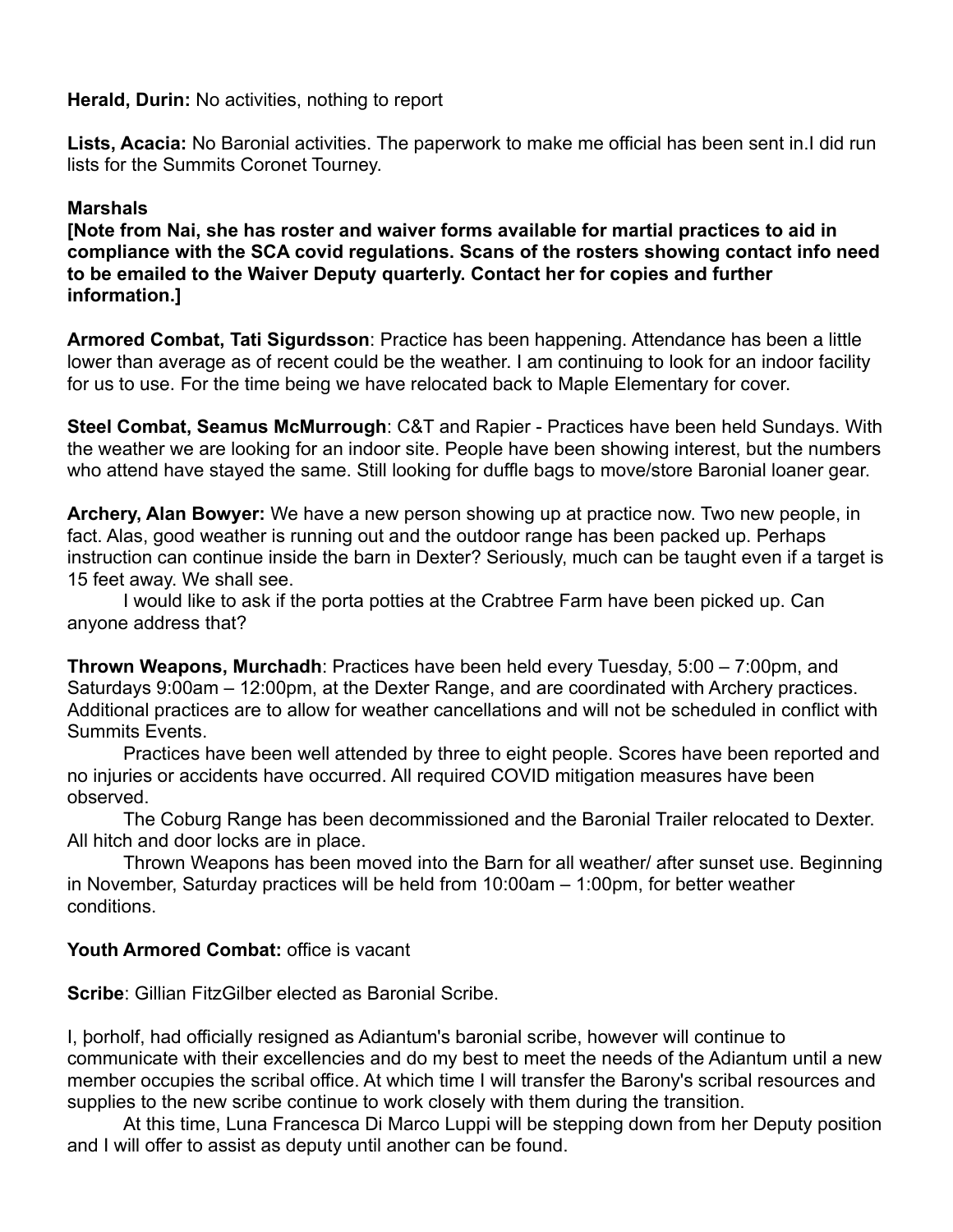**Herald, Durin:** No activities, nothing to report

**Lists, Acacia:** No Baronial activities. The paperwork to make me official has been sent in.I did run lists for the Summits Coronet Tourney.

**Marshals**

**[Note from Nai, she has roster and waiver forms available for martial practices to aid in compliance with the SCA covid regulations. Scans of the rosters showing contact info need to be emailed to the Waiver Deputy quarterly. Contact her for copies and further information.]**

**Armored Combat, Tati Sigurdsson**: Practice has been happening. Attendance has been a little lower than average as of recent could be the weather. I am continuing to look for an indoor facility for us to use. For the time being we have relocated back to Maple Elementary for cover.

**Steel Combat, Seamus McMurrough**: C&T and Rapier - Practices have been held Sundays. With the weather we are looking for an indoor site. People have been showing interest, but the numbers who attend have stayed the same. Still looking for duffle bags to move/store Baronial loaner gear.

**Archery, Alan Bowyer:** We have a new person showing up at practice now. Two new people, in fact. Alas, good weather is running out and the outdoor range has been packed up. Perhaps instruction can continue inside the barn in Dexter? Seriously, much can be taught even if a target is 15 feet away. We shall see.

I would like to ask if the porta potties at the Crabtree Farm have been picked up. Can anyone address that?

**Thrown Weapons, Murchadh**: Practices have been held every Tuesday, 5:00 – 7:00pm, and Saturdays 9:00am – 12:00pm, at the Dexter Range, and are coordinated with Archery practices. Additional practices are to allow for weather cancellations and will not be scheduled in conflict with Summits Events.

Practices have been well attended by three to eight people. Scores have been reported and no injuries or accidents have occurred. All required COVID mitigation measures have been observed.

The Coburg Range has been decommissioned and the Baronial Trailer relocated to Dexter. All hitch and door locks are in place.

Thrown Weapons has been moved into the Barn for all weather/ after sunset use. Beginning in November, Saturday practices will be held from 10:00am – 1:00pm, for better weather conditions.

**Youth Armored Combat:** office is vacant

**Scribe**: Gillian FitzGilber elected as Baronial Scribe.

I, þorholf, had officially resigned as Adiantum's baronial scribe, however will continue to communicate with their excellencies and do my best to meet the needs of the Adiantum until a new member occupies the scribal office. At which time I will transfer the Barony's scribal resources and supplies to the new scribe continue to work closely with them during the transition.

At this time, Luna Francesca Di Marco Luppi will be stepping down from her Deputy position and I will offer to assist as deputy until another can be found.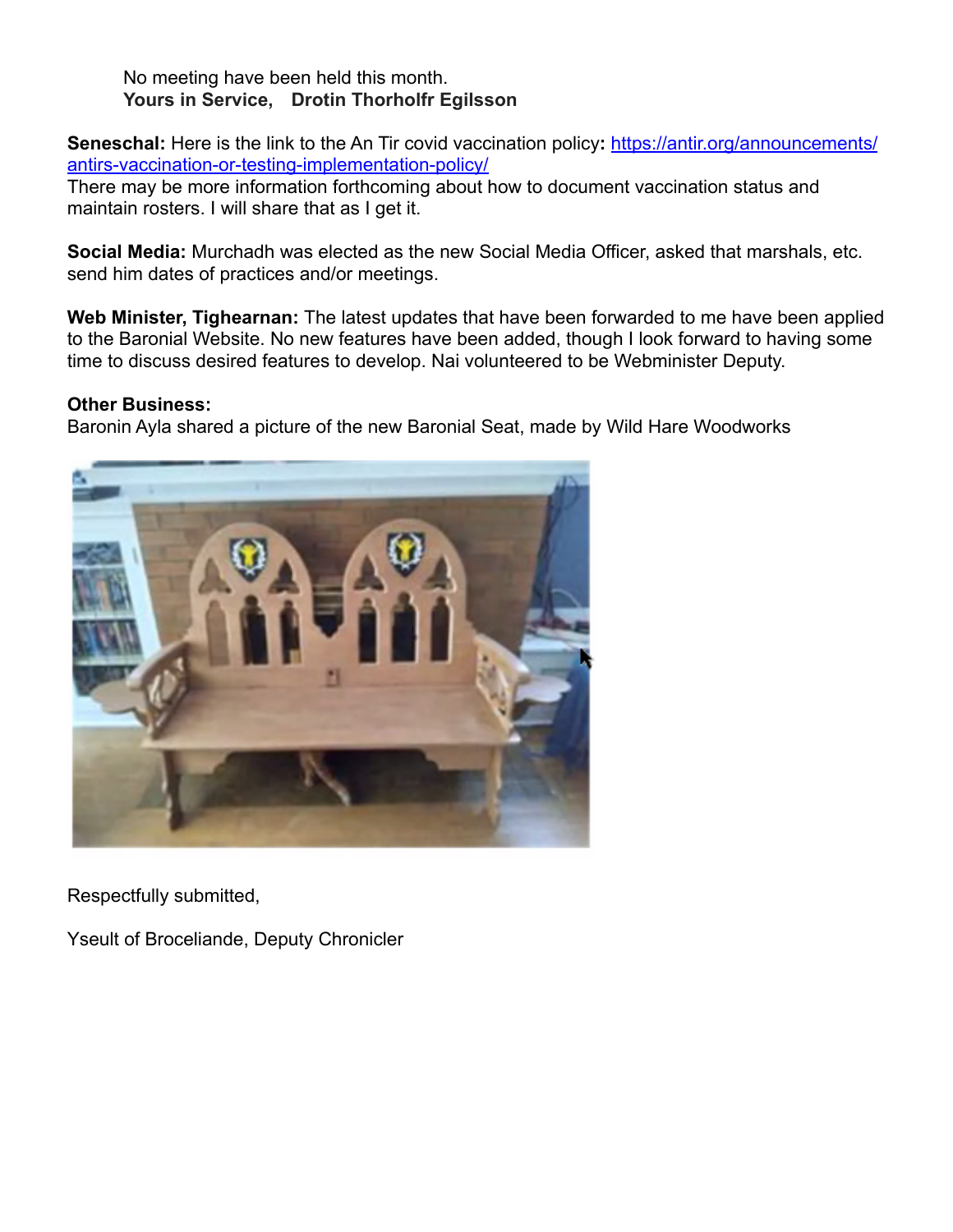No meeting have been held this month.
**Yours in Service,    Drotin Thorholfr Egilsson**

**Seneschal:** Here is the link to the An Tir covid vaccination policy**:** https://antir.org/announcements/antirs-vaccination-or-testing-implementation-policy/
There may be more information forthcoming about how to document vaccination status and maintain rosters. I will share that as I get it.

**Social Media:** Murchadh was elected as the new Social Media Officer, asked that marshals, etc. send him dates of practices and/or meetings.

**Web Minister, Tighearnan:** The latest updates that have been forwarded to me have been applied to the Baronial Website. No new features have been added, though I look forward to having some time to discuss desired features to develop. Nai volunteered to be Webminister Deputy.

**Other Business:**
Baronin Ayla shared a picture of the new Baronial Seat, made by Wild Hare Woodworks

Respectfully submitted,

Yseult of Broceliande, Deputy Chronicler